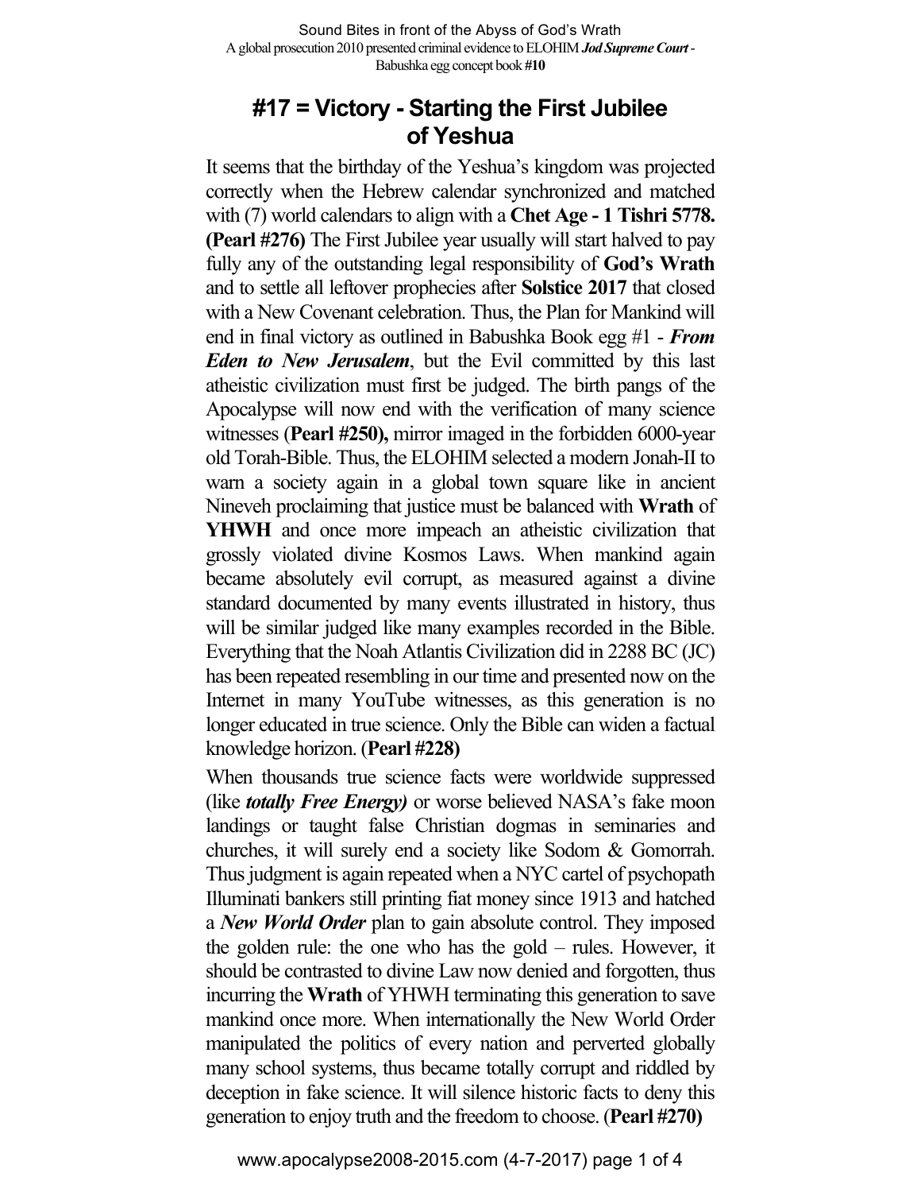# #17 = Victory - Starting the First Jubilee of Yeshua

It seems that the birthday of the Yeshua's kingdom was projected correctly when the Hebrew calendar synchronized and matched with (7) world calendars to align with a **Chet Age - 1 Tishri 5778. (Pearl #276)** The First Jubilee year usually will start halved to pay fully any of the outstanding legal responsibility of **God's Wrath** and to settle all leftover prophecies after **Solstice 2017** that closed with a New Covenant celebration. Thus, the Plan for Mankind will end in final victory as outlined in Babushka Book egg #1 - ***From Eden to New Jerusalem***, but the Evil committed by this last atheistic civilization must first be judged. The birth pangs of the Apocalypse will now end with the verification of many science witnesses (**Pearl #250),** mirror imaged in the forbidden 6000-year old Torah-Bible. Thus, the ELOHIM selected a modern Jonah-II to warn a society again in a global town square like in ancient Nineveh proclaiming that justice must be balanced with **Wrath** of **YHWH** and once more impeach an atheistic civilization that grossly violated divine Kosmos Laws. When mankind again became absolutely evil corrupt, as measured against a divine standard documented by many events illustrated in history, thus will be similar judged like many examples recorded in the Bible. Everything that the Noah Atlantis Civilization did in 2288 BC (JC) has been repeated resembling in our time and presented now on the Internet in many YouTube witnesses, as this generation is no longer educated in true science. Only the Bible can widen a factual knowledge horizon. (**Pearl #228)**

When thousands true science facts were worldwide suppressed (like ***totally Free Energy)*** or worse believed NASA's fake moon landings or taught false Christian dogmas in seminaries and churches, it will surely end a society like Sodom & Gomorrah. Thus judgment is again repeated when a NYC cartel of psychopath Illuminati bankers still printing fiat money since 1913 and hatched a ***New World Order*** plan to gain absolute control. They imposed the golden rule: the one who has the gold – rules. However, it should be contrasted to divine Law now denied and forgotten, thus incurring the **Wrath** of YHWH terminating this generation to save mankind once more. When internationally the New World Order manipulated the politics of every nation and perverted globally many school systems, thus became totally corrupt and riddled by deception in fake science. It will silence historic facts to deny this generation to enjoy truth and the freedom to choose. (**Pearl #270)**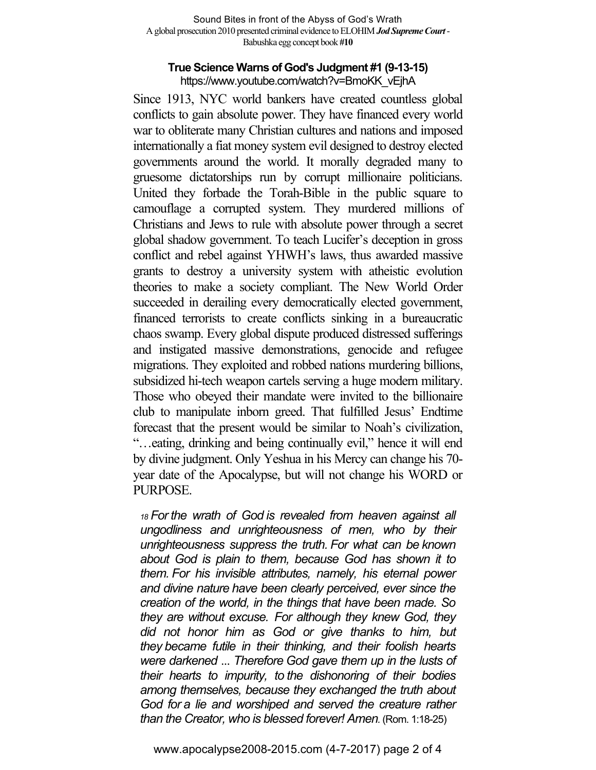### True Science Warns of God's Judgment #1 (9-13-15)

https://www.youtube.com/watch?v=BmoKK_vEjhA

Since 1913, NYC world bankers have created countless global conflicts to gain absolute power. They have financed every world war to obliterate many Christian cultures and nations and imposed internationally a fiat money system evil designed to destroy elected governments around the world. It morally degraded many to gruesome dictatorships run by corrupt millionaire politicians. United they forbade the Torah-Bible in the public square to camouflage a corrupted system. They murdered millions of Christians and Jews to rule with absolute power through a secret global shadow government. To teach Lucifer's deception in gross conflict and rebel against YHWH's laws, thus awarded massive grants to destroy a university system with atheistic evolution theories to make a society compliant. The New World Order succeeded in derailing every democratically elected government, financed terrorists to create conflicts sinking in a bureaucratic chaos swamp. Every global dispute produced distressed sufferings and instigated massive demonstrations, genocide and refugee migrations. They exploited and robbed nations murdering billions, subsidized hi-tech weapon cartels serving a huge modern military. Those who obeyed their mandate were invited to the billionaire club to manipulate inborn greed. That fulfilled Jesus' Endtime forecast that the present would be similar to Noah's civilization, "…eating, drinking and being continually evil," hence it will end by divine judgment. Only Yeshua in his Mercy can change his 70-year date of the Apocalypse, but will not change his WORD or PURPOSE.

> *18 For the wrath of God is revealed from heaven against all ungodliness and unrighteousness of men, who by their unrighteousness suppress the truth. For what can be known about God is plain to them, because God has shown it to them. For his invisible attributes, namely, his eternal power and divine nature have been clearly perceived, ever since the creation of the world, in the things that have been made. So they are without excuse. For although they knew God, they did not honor him as God or give thanks to him, but they became futile in their thinking, and their foolish hearts were darkened ... Therefore God gave them up in the lusts of their hearts to impurity, to the dishonoring of their bodies among themselves, because they exchanged the truth about God for a lie and worshiped and served the creature rather than the Creator, who is blessed forever! Amen.* (Rom. 1:18-25)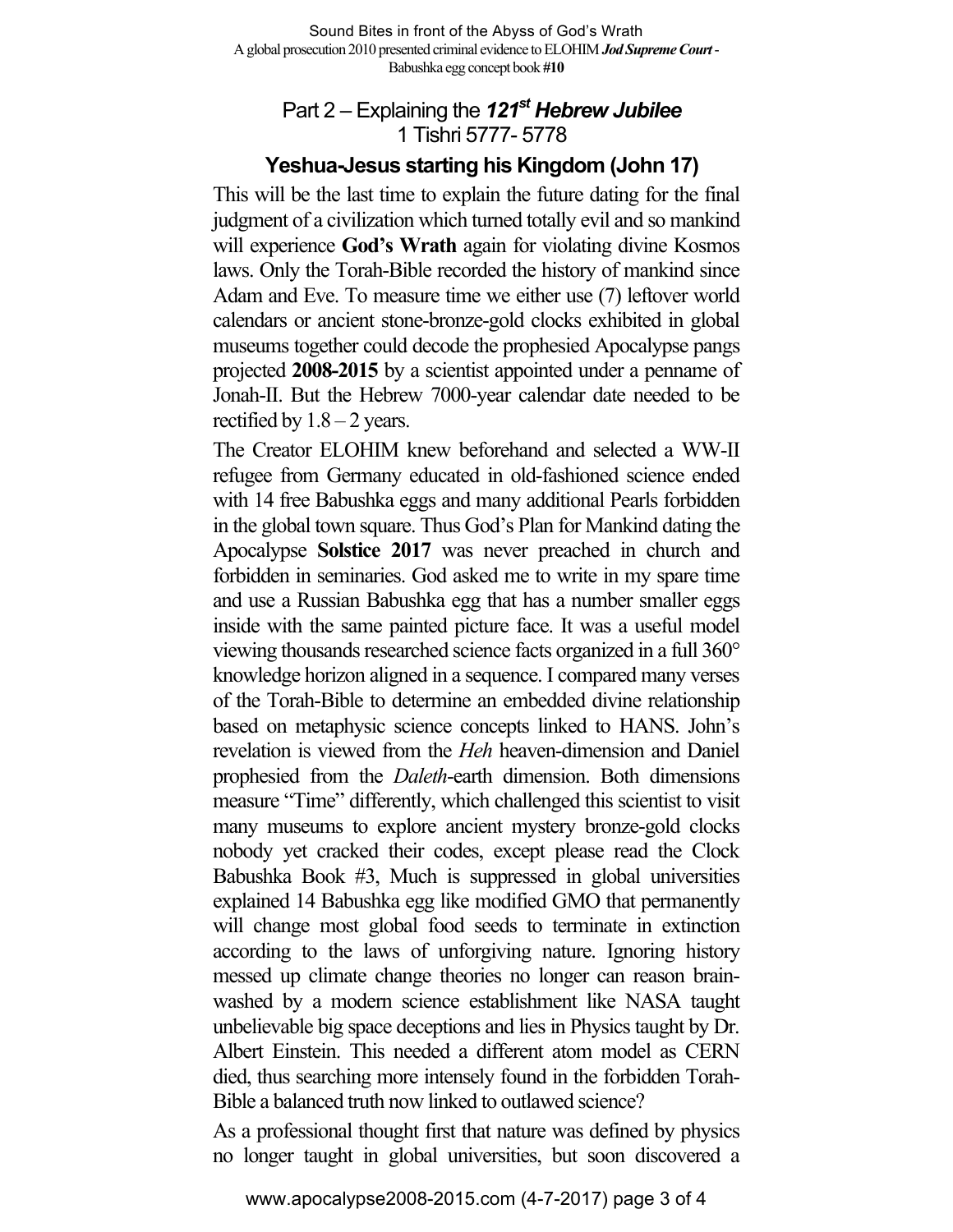## Part 2 – Explaining the ***121st Hebrew Jubilee*** 1 Tishri 5777- 5778

### Yeshua-Jesus starting his Kingdom (John 17)

This will be the last time to explain the future dating for the final judgment of a civilization which turned totally evil and so mankind will experience **God's Wrath** again for violating divine Kosmos laws. Only the Torah-Bible recorded the history of mankind since Adam and Eve. To measure time we either use (7) leftover world calendars or ancient stone-bronze-gold clocks exhibited in global museums together could decode the prophesied Apocalypse pangs projected **2008-2015** by a scientist appointed under a penname of Jonah-II. But the Hebrew 7000-year calendar date needed to be rectified by 1.8 – 2 years.

The Creator ELOHIM knew beforehand and selected a WW-II refugee from Germany educated in old-fashioned science ended with 14 free Babushka eggs and many additional Pearls forbidden in the global town square. Thus God's Plan for Mankind dating the Apocalypse **Solstice 2017** was never preached in church and forbidden in seminaries. God asked me to write in my spare time and use a Russian Babushka egg that has a number smaller eggs inside with the same painted picture face. It was a useful model viewing thousands researched science facts organized in a full 360° knowledge horizon aligned in a sequence. I compared many verses of the Torah-Bible to determine an embedded divine relationship based on metaphysic science concepts linked to HANS. John's revelation is viewed from the *Heh* heaven-dimension and Daniel prophesied from the *Daleth*-earth dimension. Both dimensions measure "Time" differently, which challenged this scientist to visit many museums to explore ancient mystery bronze-gold clocks nobody yet cracked their codes, except please read the Clock Babushka Book #3, Much is suppressed in global universities explained 14 Babushka egg like modified GMO that permanently will change most global food seeds to terminate in extinction according to the laws of unforgiving nature. Ignoring history messed up climate change theories no longer can reason brain-washed by a modern science establishment like NASA taught unbelievable big space deceptions and lies in Physics taught by Dr. Albert Einstein. This needed a different atom model as CERN died, thus searching more intensely found in the forbidden Torah-Bible a balanced truth now linked to outlawed science?

As a professional thought first that nature was defined by physics no longer taught in global universities, but soon discovered a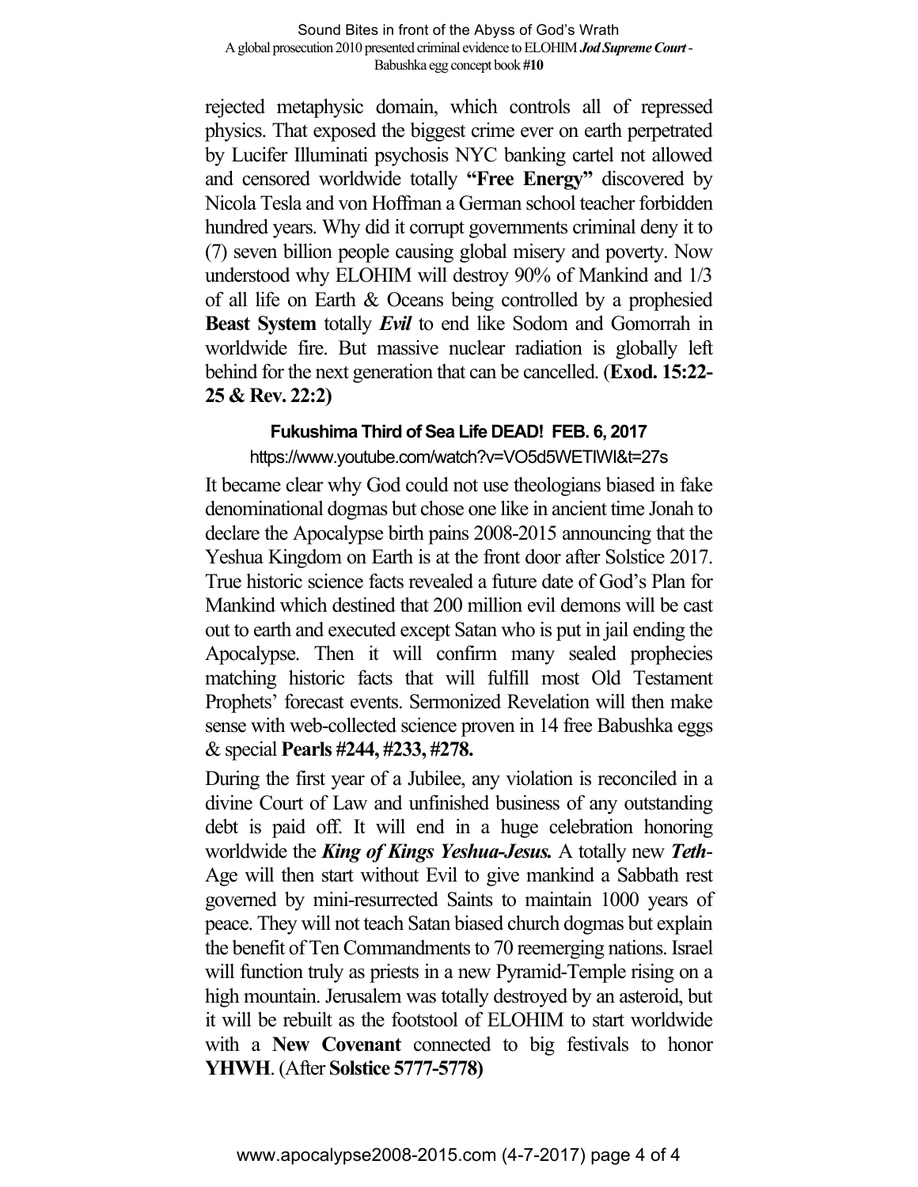rejected metaphysic domain, which controls all of repressed physics. That exposed the biggest crime ever on earth perpetrated by Lucifer Illuminati psychosis NYC banking cartel not allowed and censored worldwide totally **"Free Energy"** discovered by Nicola Tesla and von Hoffman a German school teacher forbidden hundred years. Why did it corrupt governments criminal deny it to (7) seven billion people causing global misery and poverty. Now understood why ELOHIM will destroy 90% of Mankind and 1/3 of all life on Earth & Oceans being controlled by a prophesied **Beast System** totally ***Evil*** to end like Sodom and Gomorrah in worldwide fire. But massive nuclear radiation is globally left behind for the next generation that can be cancelled. (**Exod. 15:22-25 & Rev. 22:2)**

**Fukushima Third of Sea Life DEAD! FEB. 6, 2017**

https://www.youtube.com/watch?v=VO5d5WETlWI&t=27s

It became clear why God could not use theologians biased in fake denominational dogmas but chose one like in ancient time Jonah to declare the Apocalypse birth pains 2008-2015 announcing that the Yeshua Kingdom on Earth is at the front door after Solstice 2017. True historic science facts revealed a future date of God's Plan for Mankind which destined that 200 million evil demons will be cast out to earth and executed except Satan who is put in jail ending the Apocalypse. Then it will confirm many sealed prophecies matching historic facts that will fulfill most Old Testament Prophets' forecast events. Sermonized Revelation will then make sense with web-collected science proven in 14 free Babushka eggs & special **Pearls #244, #233, #278.**

During the first year of a Jubilee, any violation is reconciled in a divine Court of Law and unfinished business of any outstanding debt is paid off. It will end in a huge celebration honoring worldwide the ***King of Kings Yeshua-Jesus.*** A totally new ***Teth***-Age will then start without Evil to give mankind a Sabbath rest governed by mini-resurrected Saints to maintain 1000 years of peace. They will not teach Satan biased church dogmas but explain the benefit of Ten Commandments to 70 reemerging nations. Israel will function truly as priests in a new Pyramid-Temple rising on a high mountain. Jerusalem was totally destroyed by an asteroid, but it will be rebuilt as the footstool of ELOHIM to start worldwide with a **New Covenant** connected to big festivals to honor **YHWH**. (After **Solstice 5777-5778)**